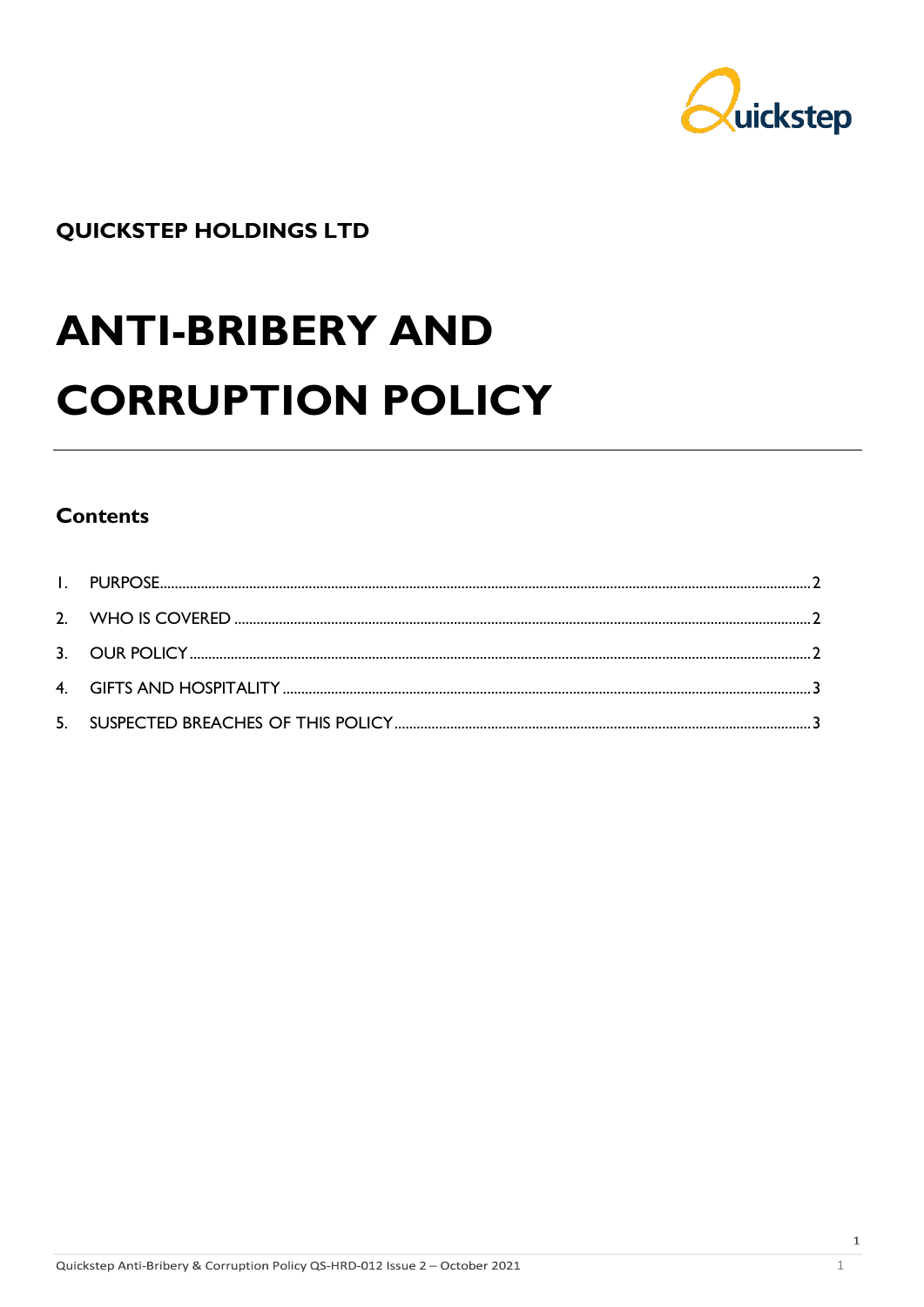**QUICKSTEP HOLDINGS LTD**

# ANTI-BRIBERY AND CORRUPTION POLICY

## Contents

1. PURPOSE .......... 2
2. WHO IS COVERED .......... 2
3. OUR POLICY .......... 2
4. GIFTS AND HOSPITALITY .......... 3
5. SUSPECTED BREACHES OF THIS POLICY .......... 3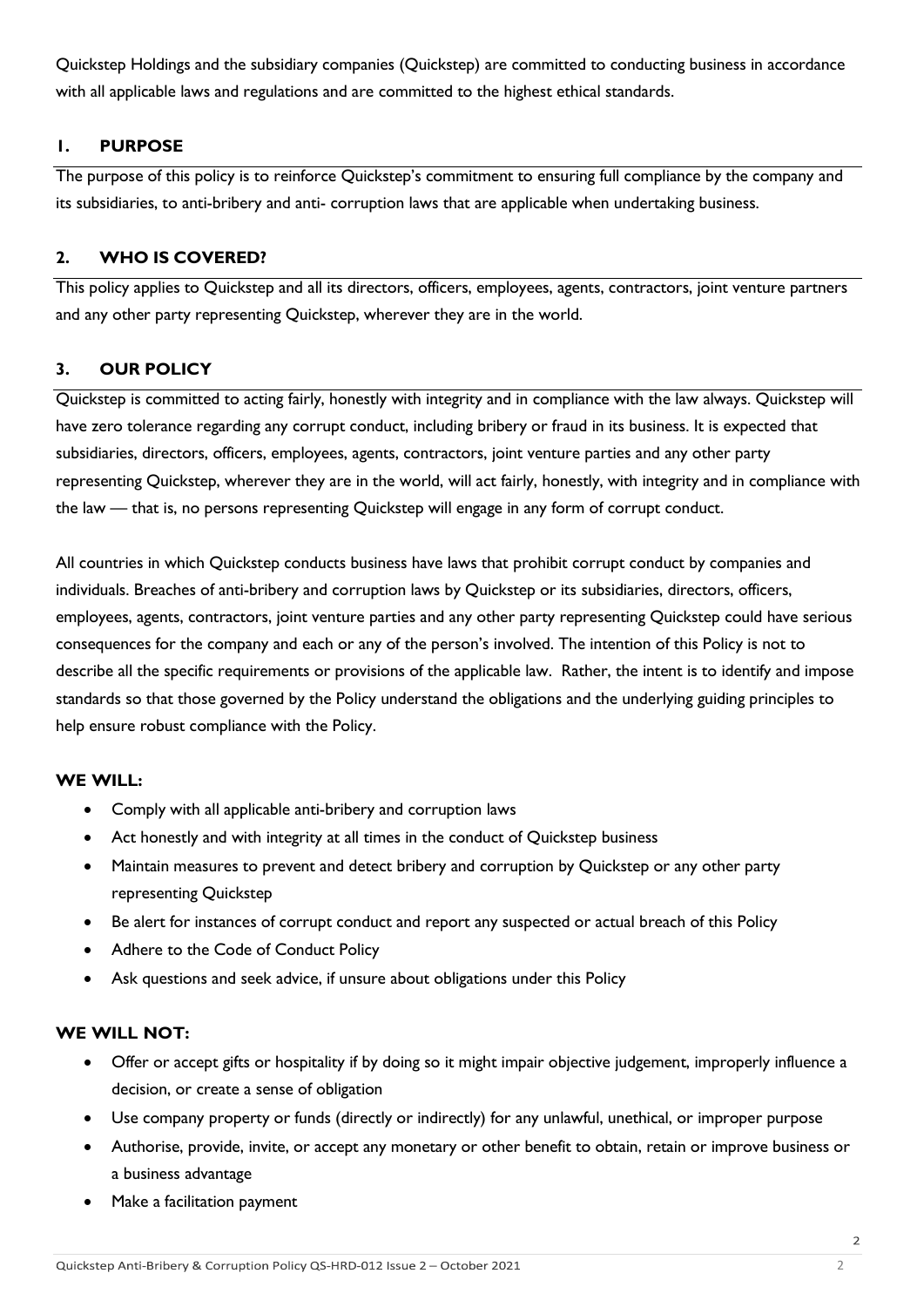Quickstep Holdings and the subsidiary companies (Quickstep) are committed to conducting business in accordance with all applicable laws and regulations and are committed to the highest ethical standards.

## 1. PURPOSE

The purpose of this policy is to reinforce Quickstep's commitment to ensuring full compliance by the company and its subsidiaries, to anti-bribery and anti- corruption laws that are applicable when undertaking business.

## 2. WHO IS COVERED?

This policy applies to Quickstep and all its directors, officers, employees, agents, contractors, joint venture partners and any other party representing Quickstep, wherever they are in the world.

## 3. OUR POLICY

Quickstep is committed to acting fairly, honestly with integrity and in compliance with the law always. Quickstep will have zero tolerance regarding any corrupt conduct, including bribery or fraud in its business. It is expected that subsidiaries, directors, officers, employees, agents, contractors, joint venture parties and any other party representing Quickstep, wherever they are in the world, will act fairly, honestly, with integrity and in compliance with the law — that is, no persons representing Quickstep will engage in any form of corrupt conduct.

All countries in which Quickstep conducts business have laws that prohibit corrupt conduct by companies and individuals. Breaches of anti-bribery and corruption laws by Quickstep or its subsidiaries, directors, officers, employees, agents, contractors, joint venture parties and any other party representing Quickstep could have serious consequences for the company and each or any of the person's involved. The intention of this Policy is not to describe all the specific requirements or provisions of the applicable law. Rather, the intent is to identify and impose standards so that those governed by the Policy understand the obligations and the underlying guiding principles to help ensure robust compliance with the Policy.

### WE WILL:

- Comply with all applicable anti-bribery and corruption laws
- Act honestly and with integrity at all times in the conduct of Quickstep business
- Maintain measures to prevent and detect bribery and corruption by Quickstep or any other party representing Quickstep
- Be alert for instances of corrupt conduct and report any suspected or actual breach of this Policy
- Adhere to the Code of Conduct Policy
- Ask questions and seek advice, if unsure about obligations under this Policy

### WE WILL NOT:

- Offer or accept gifts or hospitality if by doing so it might impair objective judgement, improperly influence a decision, or create a sense of obligation
- Use company property or funds (directly or indirectly) for any unlawful, unethical, or improper purpose
- Authorise, provide, invite, or accept any monetary or other benefit to obtain, retain or improve business or a business advantage
- Make a facilitation payment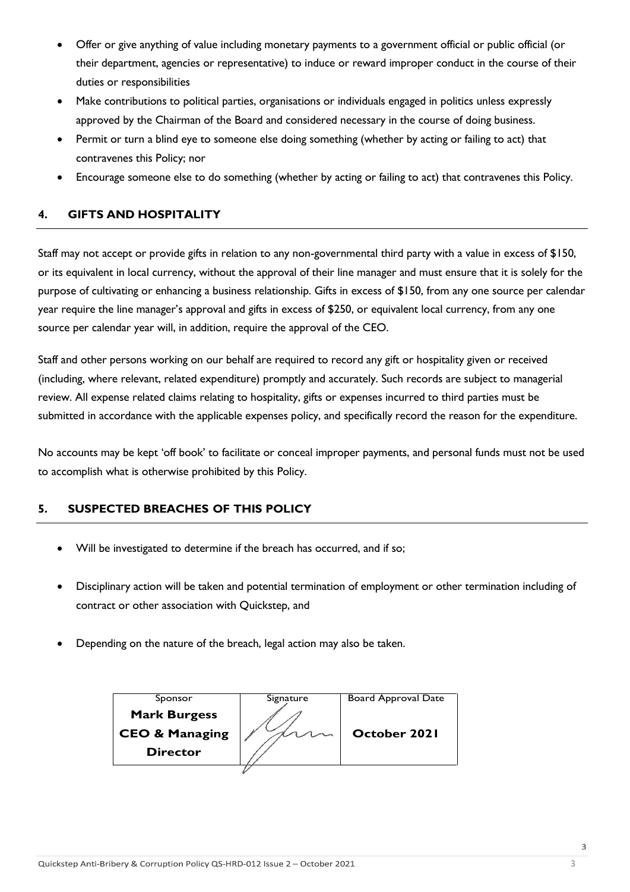- Offer or give anything of value including monetary payments to a government official or public official (or their department, agencies or representative) to induce or reward improper conduct in the course of their duties or responsibilities
- Make contributions to political parties, organisations or individuals engaged in politics unless expressly approved by the Chairman of the Board and considered necessary in the course of doing business.
- Permit or turn a blind eye to someone else doing something (whether by acting or failing to act) that contravenes this Policy; nor
- Encourage someone else to do something (whether by acting or failing to act) that contravenes this Policy.

## 4. GIFTS AND HOSPITALITY

Staff may not accept or provide gifts in relation to any non-governmental third party with a value in excess of $150, or its equivalent in local currency, without the approval of their line manager and must ensure that it is solely for the purpose of cultivating or enhancing a business relationship. Gifts in excess of $150, from any one source per calendar year require the line manager's approval and gifts in excess of $250, or equivalent local currency, from any one source per calendar year will, in addition, require the approval of the CEO.

Staff and other persons working on our behalf are required to record any gift or hospitality given or received (including, where relevant, related expenditure) promptly and accurately. Such records are subject to managerial review. All expense related claims relating to hospitality, gifts or expenses incurred to third parties must be submitted in accordance with the applicable expenses policy, and specifically record the reason for the expenditure.

No accounts may be kept 'off book' to facilitate or conceal improper payments, and personal funds must not be used to accomplish what is otherwise prohibited by this Policy.

## 5. SUSPECTED BREACHES OF THIS POLICY

- Will be investigated to determine if the breach has occurred, and if so;
- Disciplinary action will be taken and potential termination of employment or other termination including of contract or other association with Quickstep, and
- Depending on the nature of the breach, legal action may also be taken.

| Sponsor | Signature | Board Approval Date |
|---|---|---|
| **Mark Burgess CEO & Managing Director** | | **October 2021** |